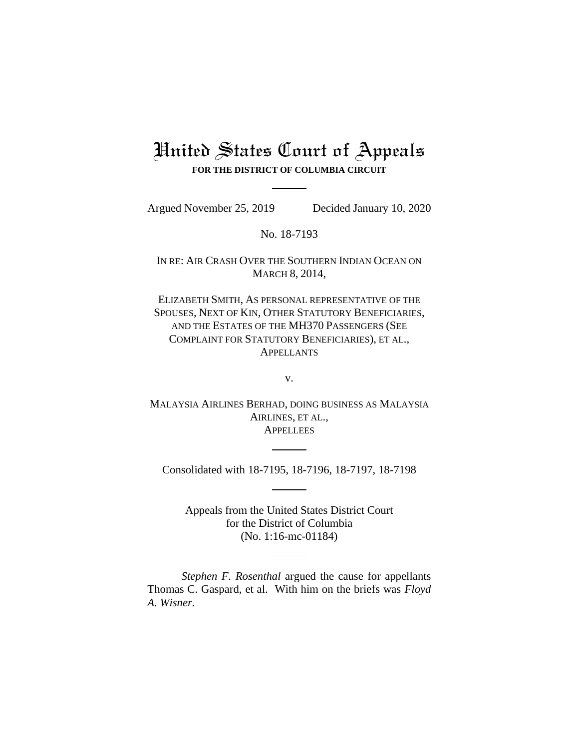# United States Court of Appeals

**FOR THE DISTRICT OF COLUMBIA CIRCUIT**

---

Argued November 25, 2019 Decided January 10, 2020

No. 18-7193

IN RE: AIR CRASH OVER THE SOUTHERN INDIAN OCEAN ON MARCH 8, 2014,

ELIZABETH SMITH, AS PERSONAL REPRESENTATIVE OF THE SPOUSES, NEXT OF KIN, OTHER STATUTORY BENEFICIARIES, AND THE ESTATES OF THE MH370 PASSENGERS (SEE COMPLAINT FOR STATUTORY BENEFICIARIES), ET AL.,
APPELLANTS

v.

MALAYSIA AIRLINES BERHAD, DOING BUSINESS AS MALAYSIA AIRLINES, ET AL.,
APPELLEES

---

Consolidated with 18-7195, 18-7196, 18-7197, 18-7198

---

Appeals from the United States District Court for the District of Columbia
(No. 1:16-mc-01184)

---

*Stephen F. Rosenthal* argued the cause for appellants Thomas C. Gaspard, et al. With him on the briefs was *Floyd A. Wisner.*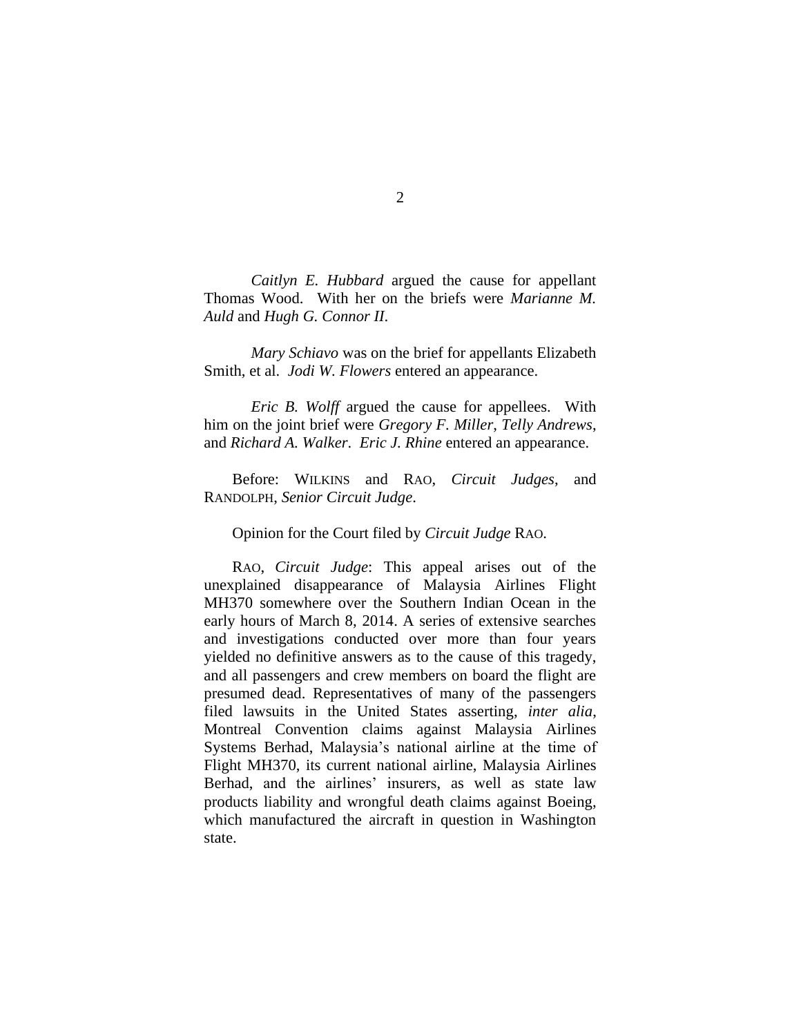*Caitlyn E. Hubbard* argued the cause for appellant Thomas Wood. With her on the briefs were *Marianne M. Auld* and *Hugh G. Connor II*.

*Mary Schiavo* was on the brief for appellants Elizabeth Smith, et al. *Jodi W. Flowers* entered an appearance.

*Eric B. Wolff* argued the cause for appellees. With him on the joint brief were *Gregory F. Miller*, *Telly Andrews*, and *Richard A. Walker*. *Eric J. Rhine* entered an appearance.

Before: WILKINS and RAO, *Circuit Judges*, and RANDOLPH, *Senior Circuit Judge*.

Opinion for the Court filed by *Circuit Judge* RAO.

RAO, *Circuit Judge*: This appeal arises out of the unexplained disappearance of Malaysia Airlines Flight MH370 somewhere over the Southern Indian Ocean in the early hours of March 8, 2014. A series of extensive searches and investigations conducted over more than four years yielded no definitive answers as to the cause of this tragedy, and all passengers and crew members on board the flight are presumed dead. Representatives of many of the passengers filed lawsuits in the United States asserting, *inter alia*, Montreal Convention claims against Malaysia Airlines Systems Berhad, Malaysia's national airline at the time of Flight MH370, its current national airline, Malaysia Airlines Berhad, and the airlines' insurers, as well as state law products liability and wrongful death claims against Boeing, which manufactured the aircraft in question in Washington state.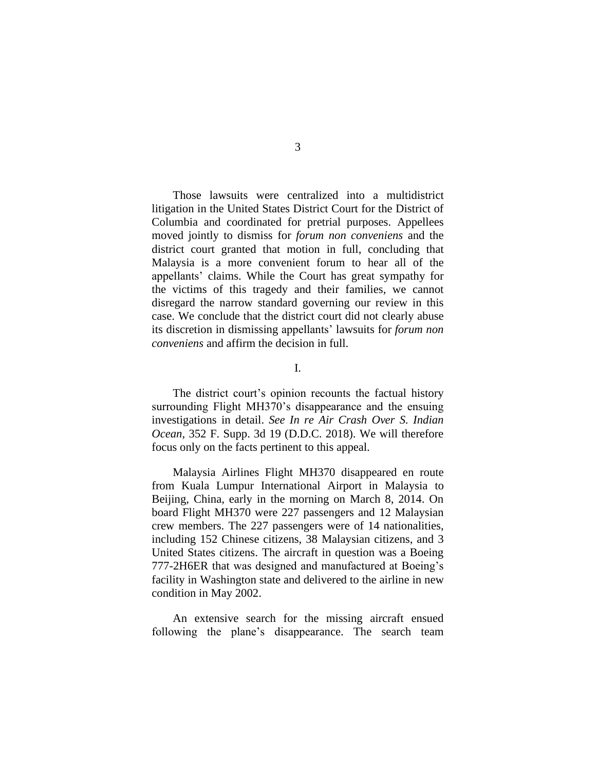Those lawsuits were centralized into a multidistrict litigation in the United States District Court for the District of Columbia and coordinated for pretrial purposes. Appellees moved jointly to dismiss for *forum non conveniens* and the district court granted that motion in full, concluding that Malaysia is a more convenient forum to hear all of the appellants' claims. While the Court has great sympathy for the victims of this tragedy and their families, we cannot disregard the narrow standard governing our review in this case. We conclude that the district court did not clearly abuse its discretion in dismissing appellants' lawsuits for *forum non conveniens* and affirm the decision in full.

I.

The district court's opinion recounts the factual history surrounding Flight MH370's disappearance and the ensuing investigations in detail. *See In re Air Crash Over S. Indian Ocean*, 352 F. Supp. 3d 19 (D.D.C. 2018). We will therefore focus only on the facts pertinent to this appeal.

Malaysia Airlines Flight MH370 disappeared en route from Kuala Lumpur International Airport in Malaysia to Beijing, China, early in the morning on March 8, 2014. On board Flight MH370 were 227 passengers and 12 Malaysian crew members. The 227 passengers were of 14 nationalities, including 152 Chinese citizens, 38 Malaysian citizens, and 3 United States citizens. The aircraft in question was a Boeing 777-2H6ER that was designed and manufactured at Boeing's facility in Washington state and delivered to the airline in new condition in May 2002.

An extensive search for the missing aircraft ensued following the plane's disappearance. The search team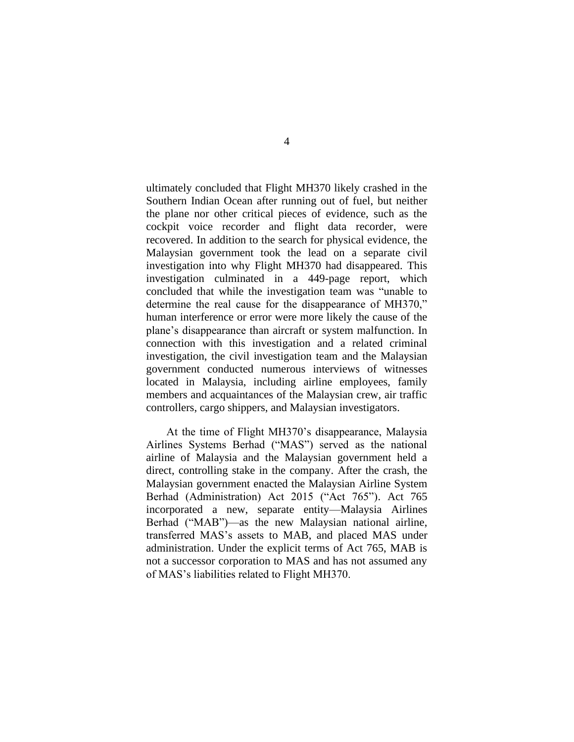ultimately concluded that Flight MH370 likely crashed in the Southern Indian Ocean after running out of fuel, but neither the plane nor other critical pieces of evidence, such as the cockpit voice recorder and flight data recorder, were recovered. In addition to the search for physical evidence, the Malaysian government took the lead on a separate civil investigation into why Flight MH370 had disappeared. This investigation culminated in a 449-page report, which concluded that while the investigation team was "unable to determine the real cause for the disappearance of MH370," human interference or error were more likely the cause of the plane's disappearance than aircraft or system malfunction. In connection with this investigation and a related criminal investigation, the civil investigation team and the Malaysian government conducted numerous interviews of witnesses located in Malaysia, including airline employees, family members and acquaintances of the Malaysian crew, air traffic controllers, cargo shippers, and Malaysian investigators.

At the time of Flight MH370's disappearance, Malaysia Airlines Systems Berhad ("MAS") served as the national airline of Malaysia and the Malaysian government held a direct, controlling stake in the company. After the crash, the Malaysian government enacted the Malaysian Airline System Berhad (Administration) Act 2015 ("Act 765"). Act 765 incorporated a new, separate entity—Malaysia Airlines Berhad ("MAB")—as the new Malaysian national airline, transferred MAS's assets to MAB, and placed MAS under administration. Under the explicit terms of Act 765, MAB is not a successor corporation to MAS and has not assumed any of MAS's liabilities related to Flight MH370.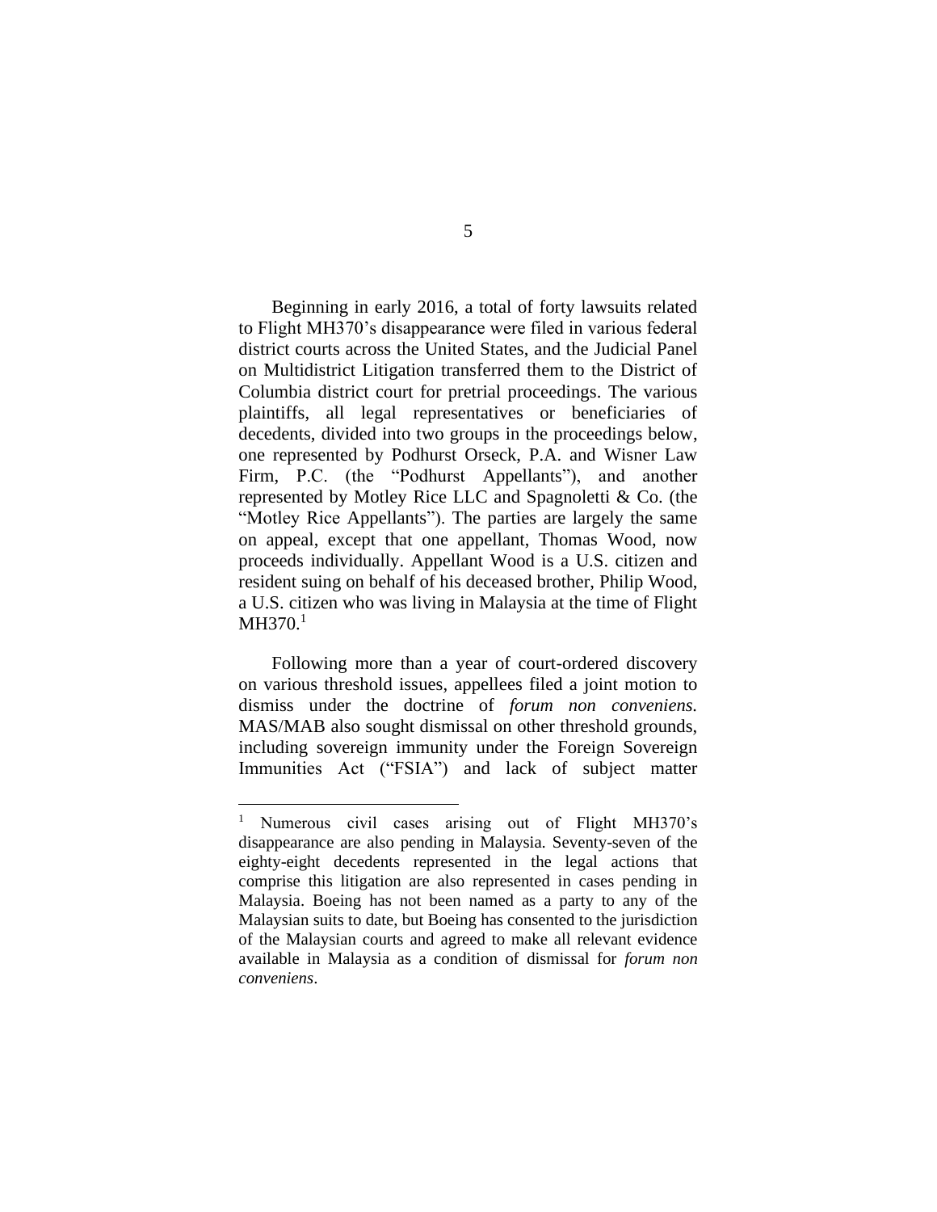Beginning in early 2016, a total of forty lawsuits related to Flight MH370's disappearance were filed in various federal district courts across the United States, and the Judicial Panel on Multidistrict Litigation transferred them to the District of Columbia district court for pretrial proceedings. The various plaintiffs, all legal representatives or beneficiaries of decedents, divided into two groups in the proceedings below, one represented by Podhurst Orseck, P.A. and Wisner Law Firm, P.C. (the "Podhurst Appellants"), and another represented by Motley Rice LLC and Spagnoletti & Co. (the "Motley Rice Appellants"). The parties are largely the same on appeal, except that one appellant, Thomas Wood, now proceeds individually. Appellant Wood is a U.S. citizen and resident suing on behalf of his deceased brother, Philip Wood, a U.S. citizen who was living in Malaysia at the time of Flight MH370.[1]

Following more than a year of court-ordered discovery on various threshold issues, appellees filed a joint motion to dismiss under the doctrine of *forum non conveniens.* MAS/MAB also sought dismissal on other threshold grounds, including sovereign immunity under the Foreign Sovereign Immunities Act ("FSIA") and lack of subject matter

---

[1] Numerous civil cases arising out of Flight MH370's disappearance are also pending in Malaysia. Seventy-seven of the eighty-eight decedents represented in the legal actions that comprise this litigation are also represented in cases pending in Malaysia. Boeing has not been named as a party to any of the Malaysian suits to date, but Boeing has consented to the jurisdiction of the Malaysian courts and agreed to make all relevant evidence available in Malaysia as a condition of dismissal for *forum non conveniens*.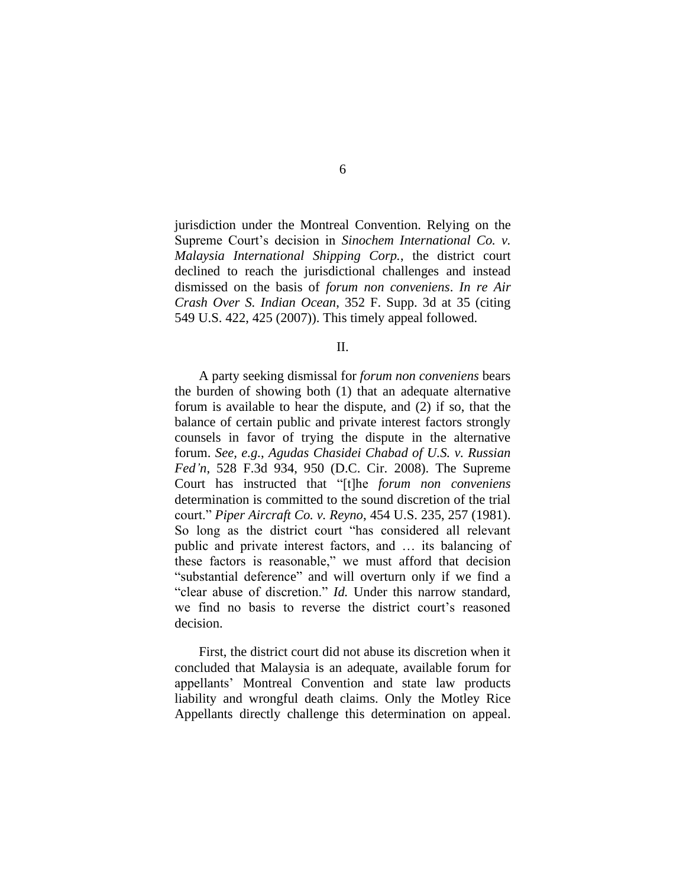jurisdiction under the Montreal Convention. Relying on the Supreme Court's decision in *Sinochem International Co. v. Malaysia International Shipping Corp.*, the district court declined to reach the jurisdictional challenges and instead dismissed on the basis of *forum non conveniens*. *In re Air Crash Over S. Indian Ocean*, 352 F. Supp. 3d at 35 (citing 549 U.S. 422, 425 (2007)). This timely appeal followed.

II.

A party seeking dismissal for *forum non conveniens* bears the burden of showing both (1) that an adequate alternative forum is available to hear the dispute, and (2) if so, that the balance of certain public and private interest factors strongly counsels in favor of trying the dispute in the alternative forum. *See, e.g.*, *Agudas Chasidei Chabad of U.S. v. Russian Fed'n*, 528 F.3d 934, 950 (D.C. Cir. 2008). The Supreme Court has instructed that "[t]he *forum non conveniens* determination is committed to the sound discretion of the trial court." *Piper Aircraft Co. v. Reyno*, 454 U.S. 235, 257 (1981). So long as the district court "has considered all relevant public and private interest factors, and … its balancing of these factors is reasonable," we must afford that decision "substantial deference" and will overturn only if we find a "clear abuse of discretion." *Id.* Under this narrow standard, we find no basis to reverse the district court's reasoned decision.

First, the district court did not abuse its discretion when it concluded that Malaysia is an adequate, available forum for appellants' Montreal Convention and state law products liability and wrongful death claims. Only the Motley Rice Appellants directly challenge this determination on appeal.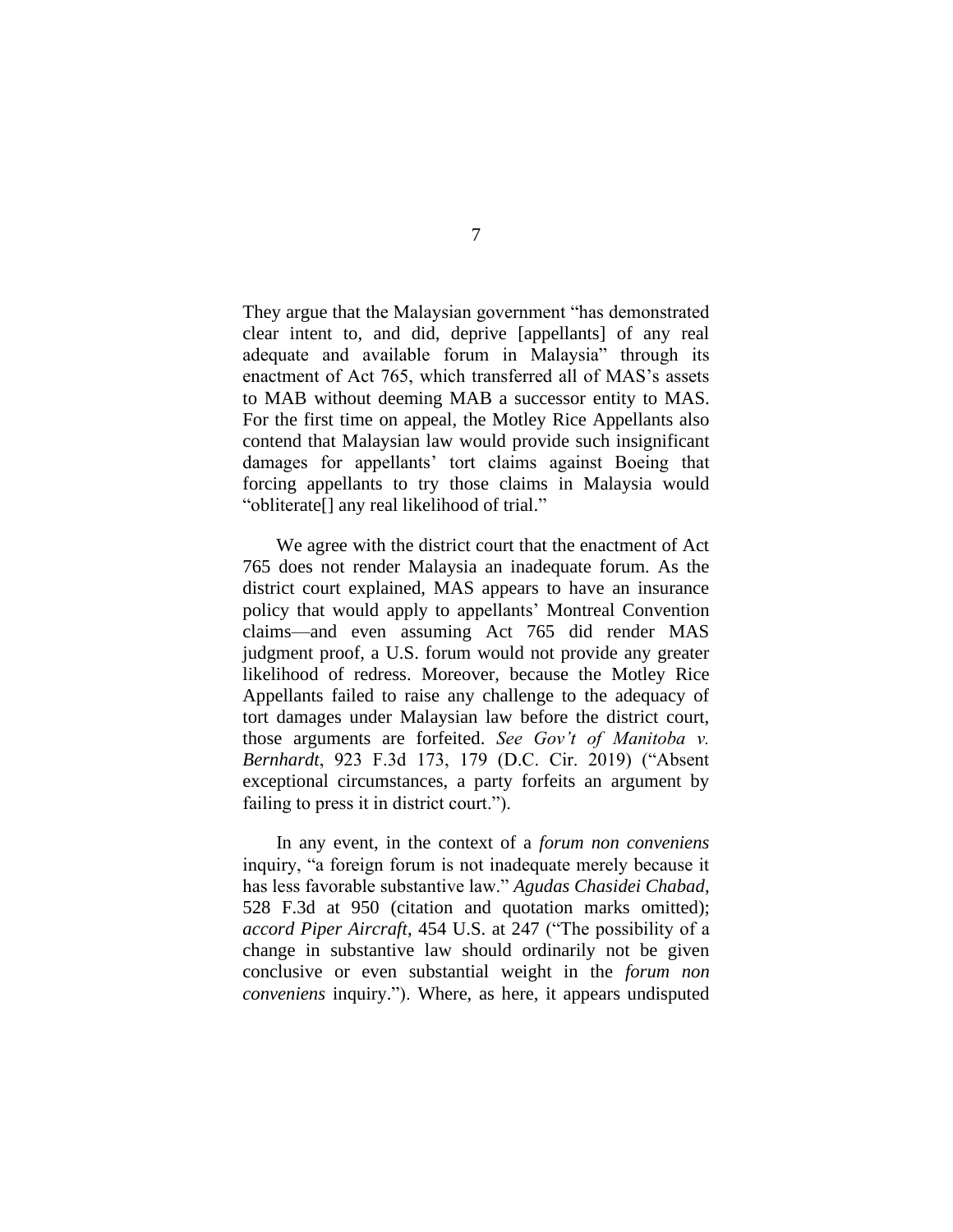They argue that the Malaysian government "has demonstrated clear intent to, and did, deprive [appellants] of any real adequate and available forum in Malaysia" through its enactment of Act 765, which transferred all of MAS's assets to MAB without deeming MAB a successor entity to MAS. For the first time on appeal, the Motley Rice Appellants also contend that Malaysian law would provide such insignificant damages for appellants' tort claims against Boeing that forcing appellants to try those claims in Malaysia would "obliterate[] any real likelihood of trial."

We agree with the district court that the enactment of Act 765 does not render Malaysia an inadequate forum. As the district court explained, MAS appears to have an insurance policy that would apply to appellants' Montreal Convention claims—and even assuming Act 765 did render MAS judgment proof, a U.S. forum would not provide any greater likelihood of redress. Moreover, because the Motley Rice Appellants failed to raise any challenge to the adequacy of tort damages under Malaysian law before the district court, those arguments are forfeited. *See Gov't of Manitoba v. Bernhardt*, 923 F.3d 173, 179 (D.C. Cir. 2019) ("Absent exceptional circumstances, a party forfeits an argument by failing to press it in district court.").

In any event, in the context of a *forum non conveniens* inquiry, "a foreign forum is not inadequate merely because it has less favorable substantive law." *Agudas Chasidei Chabad*, 528 F.3d at 950 (citation and quotation marks omitted); *accord Piper Aircraft*, 454 U.S. at 247 ("The possibility of a change in substantive law should ordinarily not be given conclusive or even substantial weight in the *forum non conveniens* inquiry."). Where, as here, it appears undisputed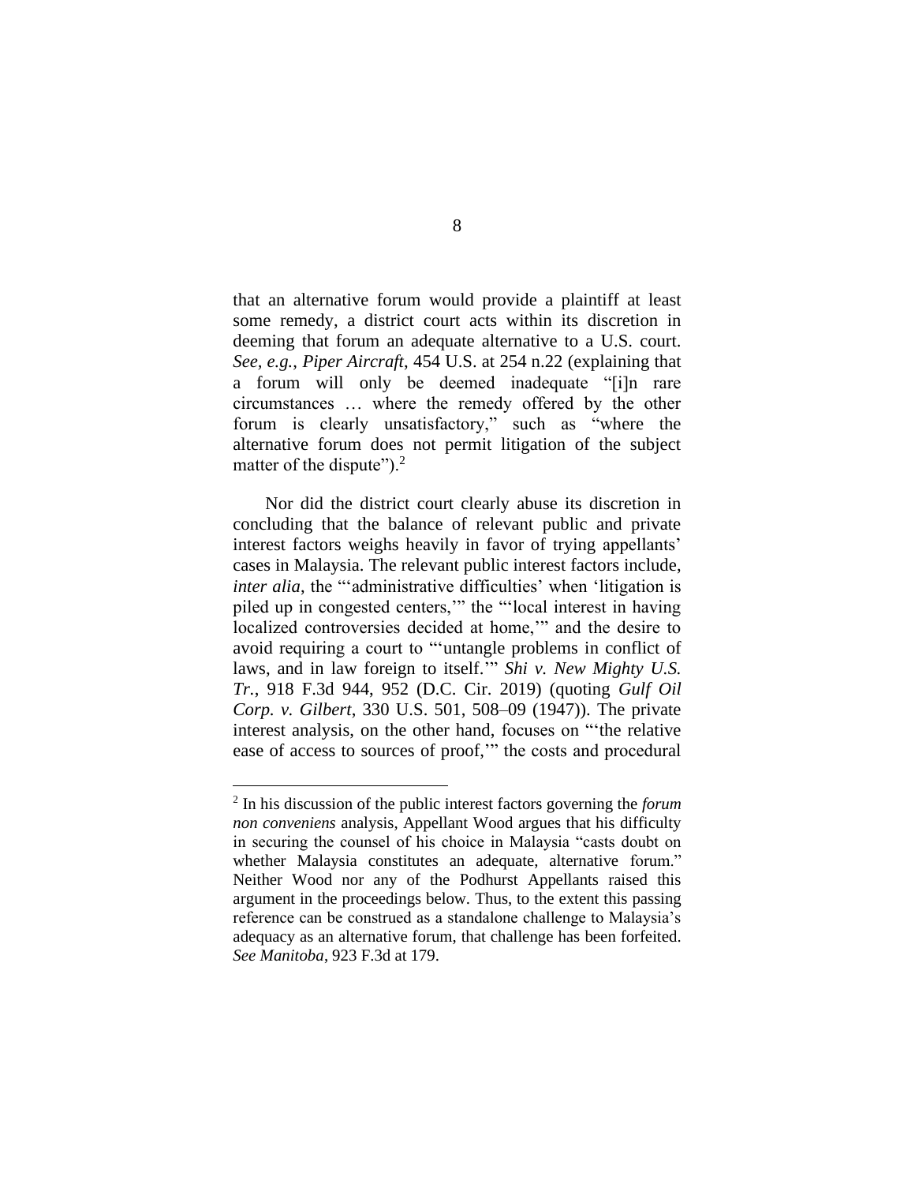that an alternative forum would provide a plaintiff at least some remedy, a district court acts within its discretion in deeming that forum an adequate alternative to a U.S. court. *See, e.g.*, *Piper Aircraft*, 454 U.S. at 254 n.22 (explaining that a forum will only be deemed inadequate "[i]n rare circumstances … where the remedy offered by the other forum is clearly unsatisfactory," such as "where the alternative forum does not permit litigation of the subject matter of the dispute").[2]

Nor did the district court clearly abuse its discretion in concluding that the balance of relevant public and private interest factors weighs heavily in favor of trying appellants' cases in Malaysia. The relevant public interest factors include, *inter alia*, the "'administrative difficulties' when 'litigation is piled up in congested centers,'" the "'local interest in having localized controversies decided at home,'" and the desire to avoid requiring a court to "'untangle problems in conflict of laws, and in law foreign to itself.'" *Shi v. New Mighty U.S. Tr.*, 918 F.3d 944, 952 (D.C. Cir. 2019) (quoting *Gulf Oil Corp. v. Gilbert*, 330 U.S. 501, 508–09 (1947)). The private interest analysis, on the other hand, focuses on "'the relative ease of access to sources of proof,'" the costs and procedural

---

[2] In his discussion of the public interest factors governing the *forum non conveniens* analysis, Appellant Wood argues that his difficulty in securing the counsel of his choice in Malaysia "casts doubt on whether Malaysia constitutes an adequate, alternative forum." Neither Wood nor any of the Podhurst Appellants raised this argument in the proceedings below. Thus, to the extent this passing reference can be construed as a standalone challenge to Malaysia's adequacy as an alternative forum, that challenge has been forfeited. *See Manitoba*, 923 F.3d at 179.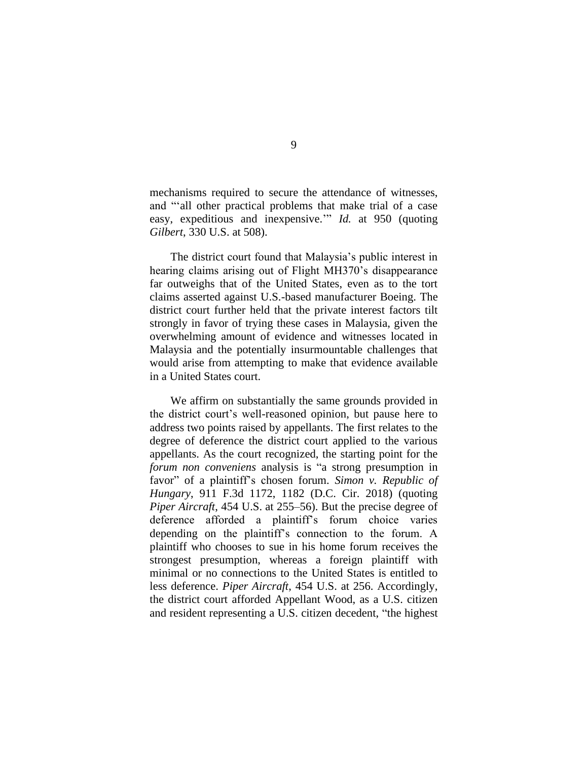mechanisms required to secure the attendance of witnesses, and "'all other practical problems that make trial of a case easy, expeditious and inexpensive.'" *Id.* at 950 (quoting *Gilbert*, 330 U.S. at 508).

The district court found that Malaysia's public interest in hearing claims arising out of Flight MH370's disappearance far outweighs that of the United States, even as to the tort claims asserted against U.S.-based manufacturer Boeing. The district court further held that the private interest factors tilt strongly in favor of trying these cases in Malaysia, given the overwhelming amount of evidence and witnesses located in Malaysia and the potentially insurmountable challenges that would arise from attempting to make that evidence available in a United States court.

We affirm on substantially the same grounds provided in the district court's well-reasoned opinion, but pause here to address two points raised by appellants. The first relates to the degree of deference the district court applied to the various appellants. As the court recognized, the starting point for the *forum non conveniens* analysis is "a strong presumption in favor" of a plaintiff's chosen forum. *Simon v. Republic of Hungary*, 911 F.3d 1172, 1182 (D.C. Cir. 2018) (quoting *Piper Aircraft*, 454 U.S. at 255–56). But the precise degree of deference afforded a plaintiff's forum choice varies depending on the plaintiff's connection to the forum. A plaintiff who chooses to sue in his home forum receives the strongest presumption, whereas a foreign plaintiff with minimal or no connections to the United States is entitled to less deference. *Piper Aircraft*, 454 U.S. at 256. Accordingly, the district court afforded Appellant Wood, as a U.S. citizen and resident representing a U.S. citizen decedent, "the highest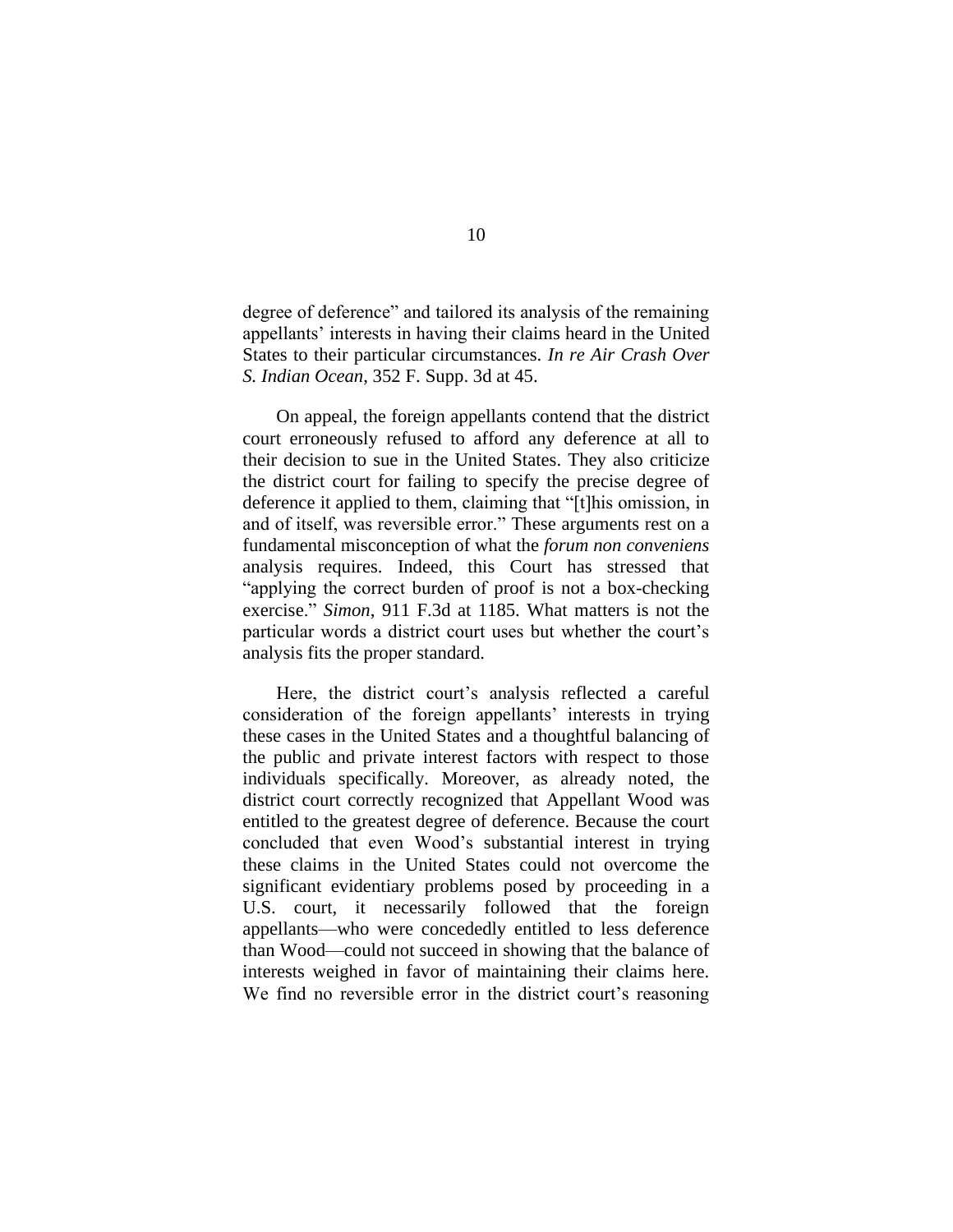degree of deference" and tailored its analysis of the remaining appellants' interests in having their claims heard in the United States to their particular circumstances. *In re Air Crash Over S. Indian Ocean*, 352 F. Supp. 3d at 45.

On appeal, the foreign appellants contend that the district court erroneously refused to afford any deference at all to their decision to sue in the United States. They also criticize the district court for failing to specify the precise degree of deference it applied to them, claiming that "[t]his omission, in and of itself, was reversible error." These arguments rest on a fundamental misconception of what the *forum non conveniens* analysis requires. Indeed, this Court has stressed that "applying the correct burden of proof is not a box-checking exercise." *Simon*, 911 F.3d at 1185. What matters is not the particular words a district court uses but whether the court's analysis fits the proper standard.

Here, the district court's analysis reflected a careful consideration of the foreign appellants' interests in trying these cases in the United States and a thoughtful balancing of the public and private interest factors with respect to those individuals specifically. Moreover, as already noted, the district court correctly recognized that Appellant Wood was entitled to the greatest degree of deference. Because the court concluded that even Wood's substantial interest in trying these claims in the United States could not overcome the significant evidentiary problems posed by proceeding in a U.S. court, it necessarily followed that the foreign appellants—who were concededly entitled to less deference than Wood—could not succeed in showing that the balance of interests weighed in favor of maintaining their claims here. We find no reversible error in the district court's reasoning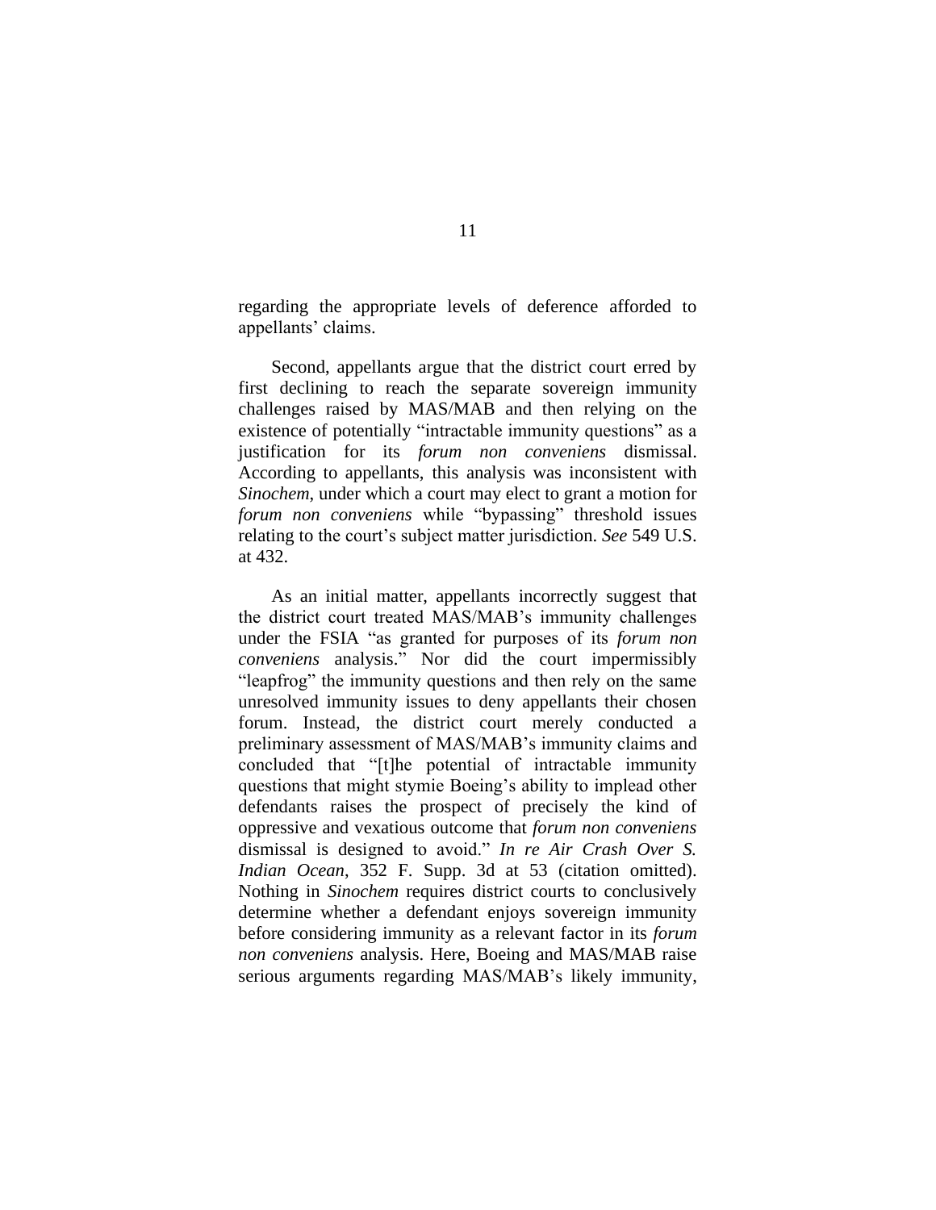regarding the appropriate levels of deference afforded to appellants' claims.

Second, appellants argue that the district court erred by first declining to reach the separate sovereign immunity challenges raised by MAS/MAB and then relying on the existence of potentially "intractable immunity questions" as a justification for its *forum non conveniens* dismissal. According to appellants, this analysis was inconsistent with *Sinochem*, under which a court may elect to grant a motion for *forum non conveniens* while "bypassing" threshold issues relating to the court's subject matter jurisdiction. *See* 549 U.S. at 432.

As an initial matter, appellants incorrectly suggest that the district court treated MAS/MAB's immunity challenges under the FSIA "as granted for purposes of its *forum non conveniens* analysis." Nor did the court impermissibly "leapfrog" the immunity questions and then rely on the same unresolved immunity issues to deny appellants their chosen forum. Instead, the district court merely conducted a preliminary assessment of MAS/MAB's immunity claims and concluded that "[t]he potential of intractable immunity questions that might stymie Boeing's ability to implead other defendants raises the prospect of precisely the kind of oppressive and vexatious outcome that *forum non conveniens* dismissal is designed to avoid." *In re Air Crash Over S. Indian Ocean*, 352 F. Supp. 3d at 53 (citation omitted). Nothing in *Sinochem* requires district courts to conclusively determine whether a defendant enjoys sovereign immunity before considering immunity as a relevant factor in its *forum non conveniens* analysis. Here, Boeing and MAS/MAB raise serious arguments regarding MAS/MAB's likely immunity,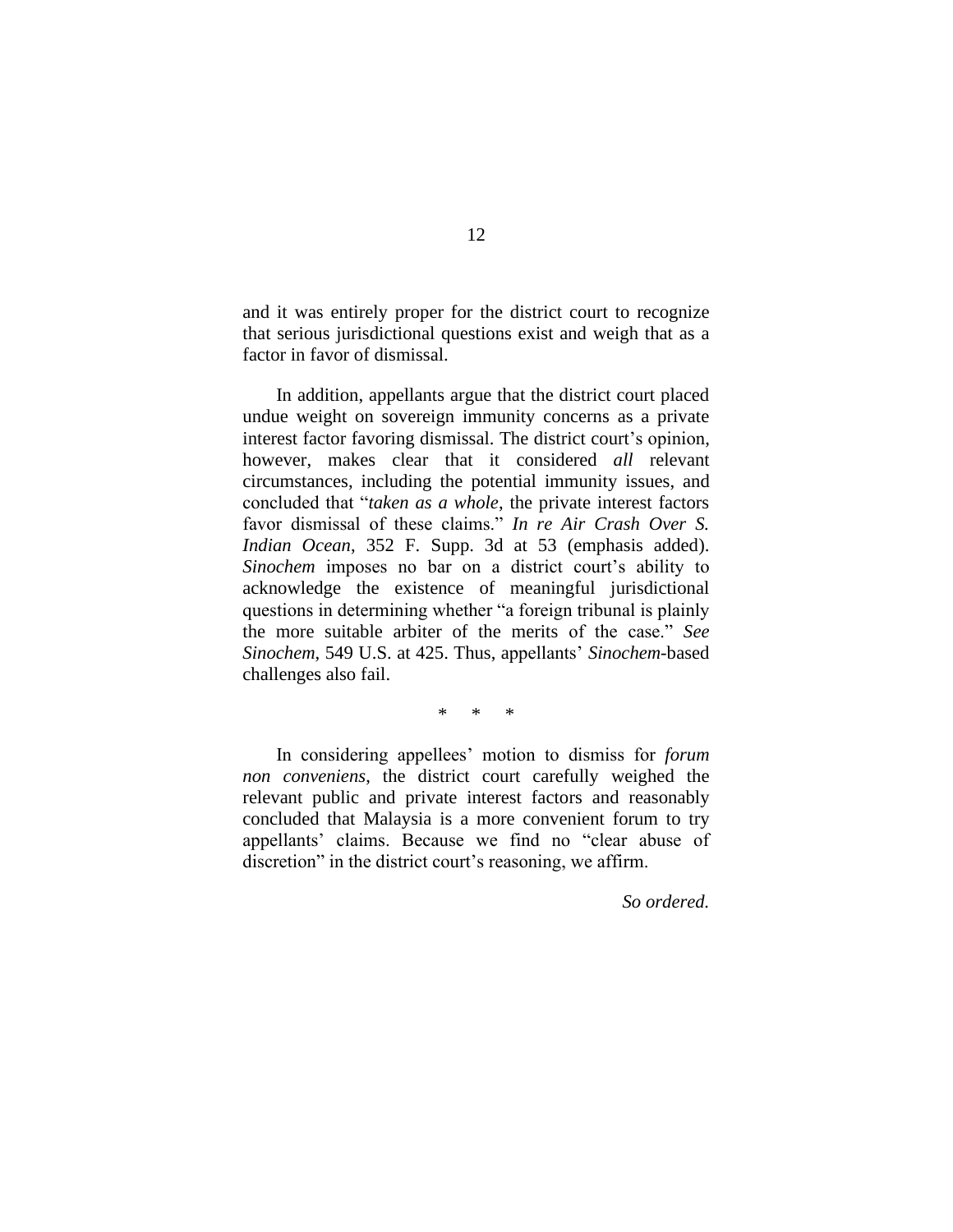and it was entirely proper for the district court to recognize that serious jurisdictional questions exist and weigh that as a factor in favor of dismissal.

In addition, appellants argue that the district court placed undue weight on sovereign immunity concerns as a private interest factor favoring dismissal. The district court's opinion, however, makes clear that it considered *all* relevant circumstances, including the potential immunity issues, and concluded that "*taken as a whole*, the private interest factors favor dismissal of these claims." *In re Air Crash Over S. Indian Ocean*, 352 F. Supp. 3d at 53 (emphasis added). *Sinochem* imposes no bar on a district court's ability to acknowledge the existence of meaningful jurisdictional questions in determining whether "a foreign tribunal is plainly the more suitable arbiter of the merits of the case." *See Sinochem*, 549 U.S. at 425. Thus, appellants' *Sinochem*-based challenges also fail.

\* \* \*

In considering appellees' motion to dismiss for *forum non conveniens*, the district court carefully weighed the relevant public and private interest factors and reasonably concluded that Malaysia is a more convenient forum to try appellants' claims. Because we find no "clear abuse of discretion" in the district court's reasoning, we affirm.

*So ordered.*